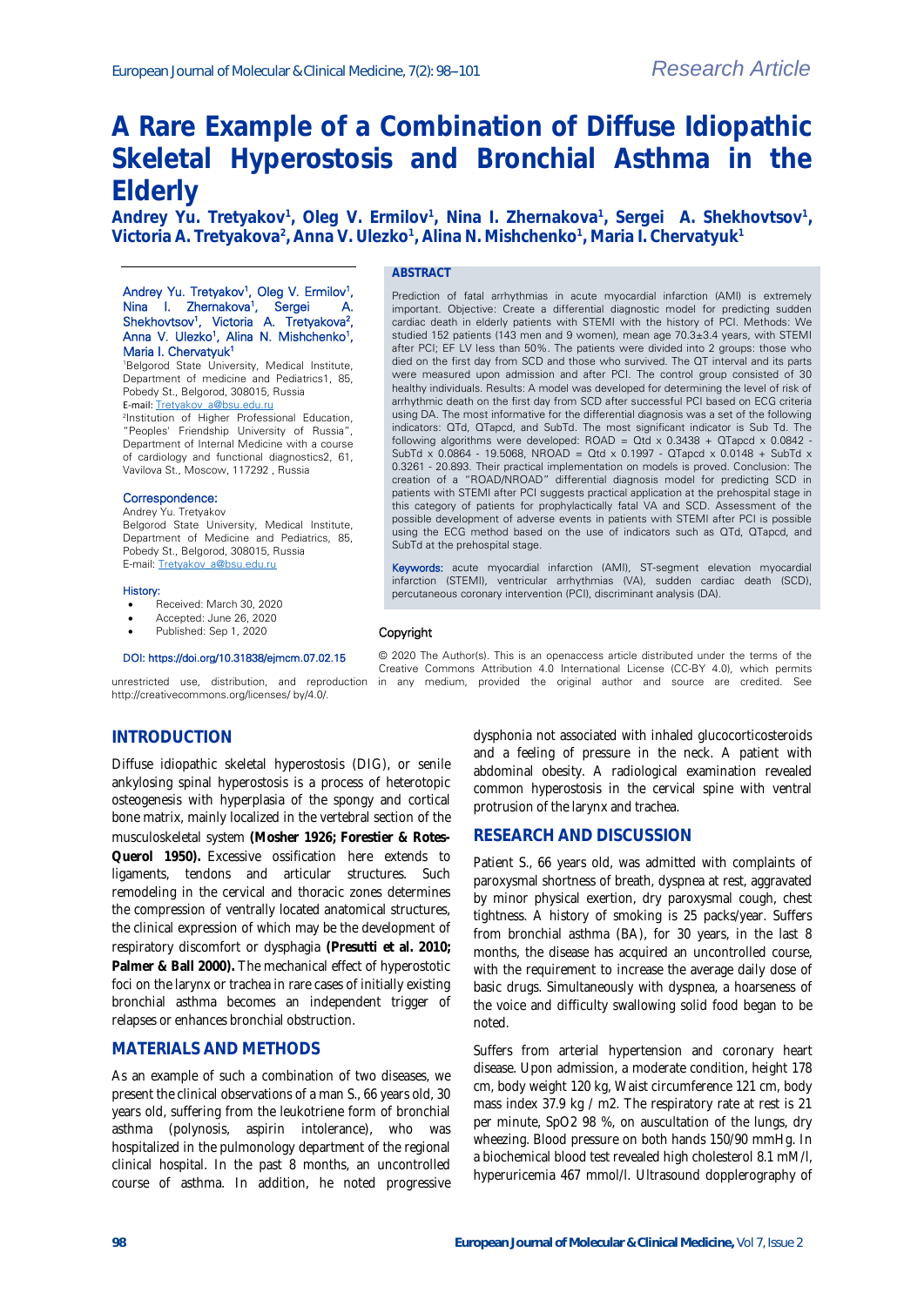# A Rare Example of a Combination of Diffuse Idiopathic Skeletal Hyperostosis and Bronchial Asthma in the Elderly

**Andrey Yu. Tretyakov[1], Oleg V. Ermilov[1], Nina I. Zhernakova[1], Sergei A. Shekhovtsov[1], Victoria A. Tretyakova[2], Anna V. Ulezko[1], Alina N. Mishchenko[1], Maria I. Chervatyuk[1]**

Andrey Yu. Tretyakov[1], Oleg V. Ermilov[1], Nina I. Zhernakova[1], Sergei A. Shekhovtsov[1], Victoria A. Tretyakova[2], Anna V. Ulezko[1], Alina N. Mishchenko[1], Maria I. Chervatyuk[1]

[1]Belgorod State University, Medical Institute, Department of medicine and Pediatrics1, 85, Pobedy St., Belgorod, 308015, Russia
E-mail: Tretyakov_a@bsu.edu.ru

[2]Institution of Higher Professional Education, "Peoples' Friendship University of Russia", Department of Internal Medicine with a course of cardiology and functional diagnostics2, 61, Vavilova St., Moscow, 117292 , Russia

**Correspondence:**
Andrey Yu. Tretyakov
Belgorod State University, Medical Institute, Department of Medicine and Pediatrics, 85, Pobedy St., Belgorod, 308015, Russia
E-mail: Tretyakov_a@bsu.edu.ru

**History:**

- Received: March 30, 2020
- Accepted: June 26, 2020
- Published: Sep 1, 2020

DOI: https://doi.org/10.31838/ejmcm.07.02.15

## ABSTRACT

Prediction of fatal arrhythmias in acute myocardial infarction (AMI) is extremely important. Objective: Create a differential diagnostic model for predicting sudden cardiac death in elderly patients with STEMI with the history of PCI. Methods: We studied 152 patients (143 men and 9 women), mean age 70.3±3.4 years, with STEMI after PCI; EF LV less than 50%. The patients were divided into 2 groups: those who died on the first day from SCD and those who survived. The QT interval and its parts were measured upon admission and after PCI. The control group consisted of 30 healthy individuals. Results: A model was developed for determining the level of risk of arrhythmic death on the first day from SCD after successful PCI based on ECG criteria using DA. The most informative for the differential diagnosis was a set of the following indicators: QTd, QTapcd, and SubTd. The most significant indicator is Sub Td. The following algorithms were developed: ROAD = Qtd x 0.3438 + QTapcd x 0.0842 - SubTd x 0.0864 - 19.5068, NROAD = Qtd x 0.1997 - QTapcd x 0.0148 + SubTd x 0.3261 - 20.893. Their practical implementation on models is proved. Conclusion: The creation of a "ROAD/NROAD" differential diagnosis model for predicting SCD in patients with STEMI after PCI suggests practical application at the prehospital stage in this category of patients for prophylactically fatal VA and SCD. Assessment of the possible development of adverse events in patients with STEMI after PCI is possible using the ECG method based on the use of indicators such as QTd, QTapcd, and SubTd at the prehospital stage.

**Keywords:** acute myocardial infarction (AMI), ST-segment elevation myocardial infarction (STEMI), ventricular arrhythmias (VA), sudden cardiac death (SCD), percutaneous coronary intervention (PCI), discriminant analysis (DA).

**Copyright**

© 2020 The Author(s). This is an openaccess article distributed under the terms of the Creative Commons Attribution 4.0 International License (CC-BY 4.0), which permits unrestricted use, distribution, and reproduction in any medium, provided the original author and source are credited. See http://creativecommons.org/licenses/ by/4.0/.

## INTRODUCTION

Diffuse idiopathic skeletal hyperostosis (DIG), or senile ankylosing spinal hyperostosis is a process of heterotopic osteogenesis with hyperplasia of the spongy and cortical bone matrix, mainly localized in the vertebral section of the musculoskeletal system **(Mosher 1926; Forestier & Rotes-Querol 1950).** Excessive ossification here extends to ligaments, tendons and articular structures. Such remodeling in the cervical and thoracic zones determines the compression of ventrally located anatomical structures, the clinical expression of which may be the development of respiratory discomfort or dysphagia **(Presutti et al. 2010; Palmer & Ball 2000).** The mechanical effect of hyperostotic foci on the larynx or trachea in rare cases of initially existing bronchial asthma becomes an independent trigger of relapses or enhances bronchial obstruction.

## MATERIALS AND METHODS

As an example of such a combination of two diseases, we present the clinical observations of a man S., 66 years old, 30 years old, suffering from the leukotriene form of bronchial asthma (polynosis, aspirin intolerance), who was hospitalized in the pulmonology department of the regional clinical hospital. In the past 8 months, an uncontrolled course of asthma. In addition, he noted progressive dysphonia not associated with inhaled glucocorticosteroids and a feeling of pressure in the neck. A patient with abdominal obesity. A radiological examination revealed common hyperostosis in the cervical spine with ventral protrusion of the larynx and trachea.

## RESEARCH AND DISCUSSION

Patient S., 66 years old, was admitted with complaints of paroxysmal shortness of breath, dyspnea at rest, aggravated by minor physical exertion, dry paroxysmal cough, chest tightness. A history of smoking is 25 packs/year. Suffers from bronchial asthma (BA), for 30 years, in the last 8 months, the disease has acquired an uncontrolled course, with the requirement to increase the average daily dose of basic drugs. Simultaneously with dyspnea, a hoarseness of the voice and difficulty swallowing solid food began to be noted.

Suffers from arterial hypertension and coronary heart disease. Upon admission, a moderate condition, height 178 cm, body weight 120 kg, Waist circumference 121 cm, body mass index 37.9 kg / m2. The respiratory rate at rest is 21 per minute, SpO2 98 %, on auscultation of the lungs, dry wheezing. Blood pressure on both hands 150/90 mmHg. In a biochemical blood test revealed high cholesterol 8.1 mM/l, hyperuricemia 467 mmol/l. Ultrasound dopplerography of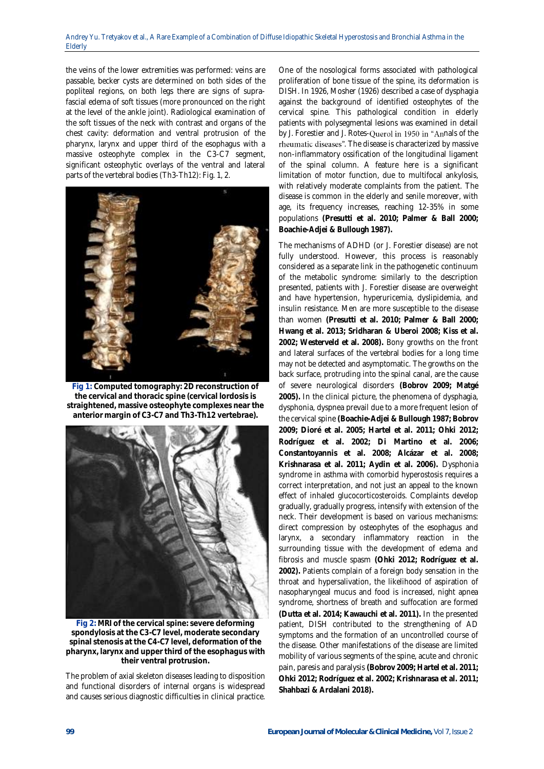the veins of the lower extremities was performed: veins are passable, becker cysts are determined on both sides of the popliteal regions, on both legs there are signs of suprafascial edema of soft tissues (more pronounced on the right at the level of the ankle joint). Radiological examination of the soft tissues of the neck with contrast and organs of the chest cavity: deformation and ventral protrusion of the pharynx, larynx and upper third of the esophagus with a massive osteophyte complex in the C3-C7 segment, significant osteophytic overlays of the ventral and lateral parts of the vertebral bodies (Th3-Th12): Fig. 1, 2.

**Fig 1:** **Computed tomography: 2D reconstruction of the cervical and thoracic spine (cervical lordosis is straightened, massive osteophyte complexes near the anterior margin of C3-C7 and Th3-Th12 vertebrae).**

**Fig 2:** **MRI of the cervical spine: severe deforming spondylosis at the C3-C7 level, moderate secondary spinal stenosis at the C4-C7 level, deformation of the pharynx, larynx and upper third of the esophagus with their ventral protrusion.**

The problem of axial skeleton diseases leading to disposition and functional disorders of internal organs is widespread and causes serious diagnostic difficulties in clinical practice. One of the nosological forms associated with pathological proliferation of bone tissue of the spine, its deformation is DISH. In 1926, Mosher (1926) described a case of dysphagia against the background of identified osteophytes of the cervical spine. This pathological condition in elderly patients with polysegmental lesions was examined in detail by J. Forestier and J. Rotes-Querol in 1950 in "Annals of the rheumatic diseases". The disease is characterized by massive non-inflammatory ossification of the longitudinal ligament of the spinal column. A feature here is a significant limitation of motor function, due to multifocal ankylosis, with relatively moderate complaints from the patient. The disease is common in the elderly and senile moreover, with age, its frequency increases, reaching 12-35% in some populations **(Presutti et al. 2010; Palmer & Ball 2000; Boachie-Adjei & Bullough 1987).**

The mechanisms of ADHD (or J. Forestier disease) are not fully understood. However, this process is reasonably considered as a separate link in the pathogenetic continuum of the metabolic syndrome: similarly to the description presented, patients with J. Forestier disease are overweight and have hypertension, hyperuricemia, dyslipidemia, and insulin resistance. Men are more susceptible to the disease than women **(Presutti et al. 2010; Palmer & Ball 2000; Hwang et al. 2013; Sridharan & Uberoi 2008; Kiss et al. 2002; Westerveld et al. 2008).** Bony growths on the front and lateral surfaces of the vertebral bodies for a long time may not be detected and asymptomatic. The growths on the back surface, protruding into the spinal canal, are the cause of severe neurological disorders **(Bobrov 2009; Matgé 2005).** In the clinical picture, the phenomena of dysphagia, dysphonia, dyspnea prevail due to a more frequent lesion of the cervical spine **(Boachie-Adjei & Bullough 1987; Bobrov 2009; Dioré et al. 2005; Hartel et al. 2011; Ohki 2012; Rodríguez et al. 2002; Di Martino et al. 2006; Constantoyannis et al. 2008; Alcázar et al. 2008; Krishnarasa et al. 2011; Aydin et al. 2006).** Dysphonia syndrome in asthma with comorbid hyperostosis requires a correct interpretation, and not just an appeal to the known effect of inhaled glucocorticosteroids. Complaints develop gradually, gradually progress, intensify with extension of the neck. Their development is based on various mechanisms: direct compression by osteophytes of the esophagus and larynx, a secondary inflammatory reaction in the surrounding tissue with the development of edema and fibrosis and muscle spasm **(Ohki 2012; Rodríguez et al. 2002).** Patients complain of a foreign body sensation in the throat and hypersalivation, the likelihood of aspiration of nasopharyngeal mucus and food is increased, night apnea syndrome, shortness of breath and suffocation are formed **(Dutta et al. 2014; Kawauchi et al. 2011).** In the presented patient, DISH contributed to the strengthening of AD symptoms and the formation of an uncontrolled course of the disease. Other manifestations of the disease are limited mobility of various segments of the spine, acute and chronic pain, paresis and paralysis **(Bobrov 2009; Hartel et al. 2011; Ohki 2012; Rodríguez et al. 2002; Krishnarasa et al. 2011; Shahbazi & Ardalani 2018).**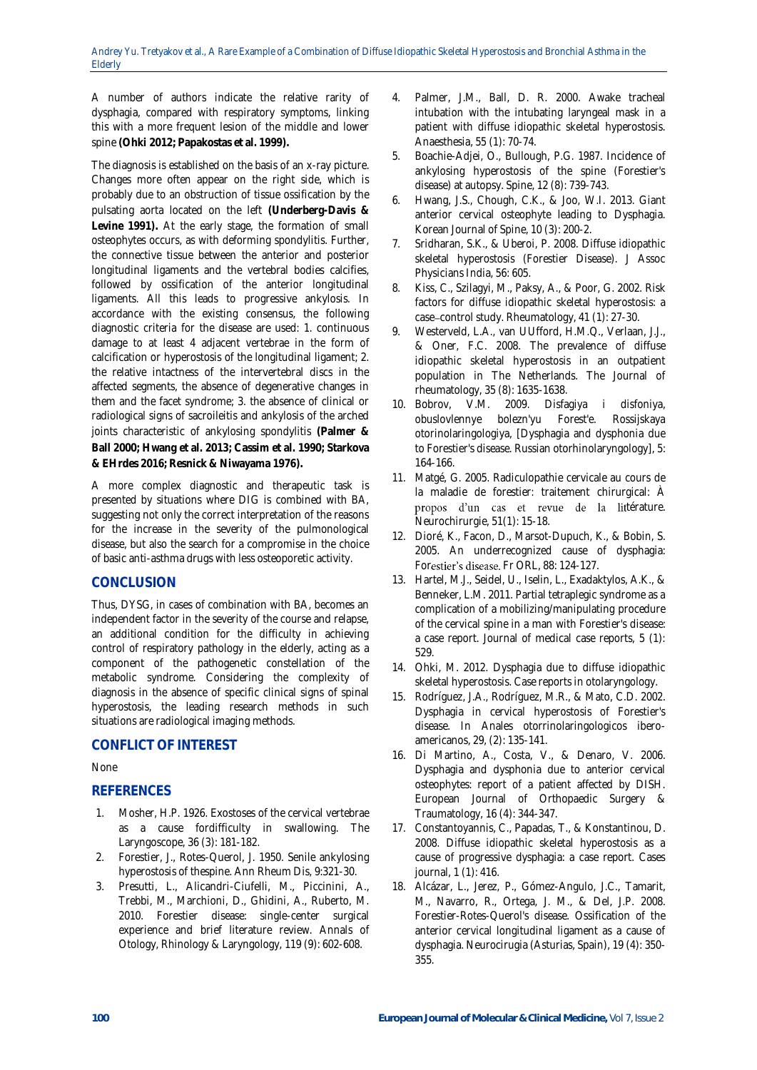A number of authors indicate the relative rarity of dysphagia, compared with respiratory symptoms, linking this with a more frequent lesion of the middle and lower spine **(Ohki 2012; Papakostas et al. 1999).**

The diagnosis is established on the basis of an x-ray picture. Changes more often appear on the right side, which is probably due to an obstruction of tissue ossification by the pulsating aorta located on the left **(Underberg-Davis & Levine 1991).** At the early stage, the formation of small osteophytes occurs, as with deforming spondylitis. Further, the connective tissue between the anterior and posterior longitudinal ligaments and the vertebral bodies calcifies, followed by ossification of the anterior longitudinal ligaments. All this leads to progressive ankylosis. In accordance with the existing consensus, the following diagnostic criteria for the disease are used: 1. continuous damage to at least 4 adjacent vertebrae in the form of calcification or hyperostosis of the longitudinal ligament; 2. the relative intactness of the intervertebral discs in the affected segments, the absence of degenerative changes in them and the facet syndrome; 3. the absence of clinical or radiological signs of sacroileitis and ankylosis of the arched joints characteristic of ankylosing spondylitis **(Palmer & Ball 2000; Hwang et al. 2013; Cassim et al. 1990; Starkova & EHrdes 2016; Resnick & Niwayama 1976).**

A more complex diagnostic and therapeutic task is presented by situations where DIG is combined with BA, suggesting not only the correct interpretation of the reasons for the increase in the severity of the pulmonological disease, but also the search for a compromise in the choice of basic anti-asthma drugs with less osteoporetic activity.

## CONCLUSION

Thus, DYSG, in cases of combination with BA, becomes an independent factor in the severity of the course and relapse, an additional condition for the difficulty in achieving control of respiratory pathology in the elderly, acting as a component of the pathogenetic constellation of the metabolic syndrome. Considering the complexity of diagnosis in the absence of specific clinical signs of spinal hyperostosis, the leading research methods in such situations are radiological imaging methods.

## CONFLICT OF INTEREST

None

## REFERENCES

1. Mosher, H.P. 1926. Exostoses of the cervical vertebrae as a cause fordifficulty in swallowing. The Laryngoscope, 36 (3): 181-182.
2. Forestier, J., Rotes-Querol, J. 1950. Senile ankylosing hyperostosis of thespine. Ann Rheum Dis, 9:321-30.
3. Presutti, L., Alicandri-Ciufelli, M., Piccinini, A., Trebbi, M., Marchioni, D., Ghidini, A., Ruberto, M. 2010. Forestier disease: single-center surgical experience and brief literature review. Annals of Otology, Rhinology & Laryngology, 119 (9): 602-608.
4. Palmer, J.M., Ball, D. R. 2000. Awake tracheal intubation with the intubating laryngeal mask in a patient with diffuse idiopathic skeletal hyperostosis. Anaesthesia, 55 (1): 70-74.
5. Boachie-Adjei, O., Bullough, P.G. 1987. Incidence of ankylosing hyperostosis of the spine (Forestier's disease) at autopsy. Spine, 12 (8): 739-743.
6. Hwang, J.S., Chough, C.K., & Joo, W.I. 2013. Giant anterior cervical osteophyte leading to Dysphagia. Korean Journal of Spine, 10 (3): 200-2.
7. Sridharan, S.K., & Uberoi, P. 2008. Diffuse idiopathic skeletal hyperostosis (Forestier Disease). J Assoc Physicians India, 56: 605.
8. Kiss, C., Szilagyi, M., Paksy, A., & Poor, G. 2002. Risk factors for diffuse idiopathic skeletal hyperostosis: a case–control study. Rheumatology, 41 (1): 27-30.
9. Westerveld, L.A., van UUfford, H.M.Q., Verlaan, J.J., & Oner, F.C. 2008. The prevalence of diffuse idiopathic skeletal hyperostosis in an outpatient population in The Netherlands. The Journal of rheumatology, 35 (8): 1635-1638.
10. Bobrov, V.M. 2009. Disfagiya i disfoniya, obuslovlennye bolezn'yu Forest'e. Rossijskaya otorinolaringologiya, [Dysphagia and dysphonia due to Forestier's disease. Russian otorhinolaryngology], 5: 164-166.
11. Matgé, G. 2005. Radiculopathie cervicale au cours de la maladie de forestier: traitement chirurgical: À propos d'un cas et revue de la littérature. Neurochirurgie, 51(1): 15-18.
12. Dioré, K., Facon, D., Marsot-Dupuch, K., & Bobin, S. 2005. An underrecognized cause of dysphagia: Forestier's disease. Fr ORL, 88: 124-127.
13. Hartel, M.J., Seidel, U., Iselin, L., Exadaktylos, A.K., & Benneker, L.M. 2011. Partial tetraplegic syndrome as a complication of a mobilizing/manipulating procedure of the cervical spine in a man with Forestier's disease: a case report. Journal of medical case reports, 5 (1): 529.
14. Ohki, M. 2012. Dysphagia due to diffuse idiopathic skeletal hyperostosis. Case reports in otolaryngology.
15. Rodríguez, J.A., Rodríguez, M.R., & Mato, C.D. 2002. Dysphagia in cervical hyperostosis of Forestier's disease. In Anales otorrinolaringologicos ibero-americanos, 29, (2): 135-141.
16. Di Martino, A., Costa, V., & Denaro, V. 2006. Dysphagia and dysphonia due to anterior cervical osteophytes: report of a patient affected by DISH. European Journal of Orthopaedic Surgery & Traumatology, 16 (4): 344-347.
17. Constantoyannis, C., Papadas, T., & Konstantinou, D. 2008. Diffuse idiopathic skeletal hyperostosis as a cause of progressive dysphagia: a case report. Cases journal, 1 (1): 416.
18. Alcázar, L., Jerez, P., Gómez-Angulo, J.C., Tamarit, M., Navarro, R., Ortega, J. M., & Del, J.P. 2008. Forestier-Rotes-Querol's disease. Ossification of the anterior cervical longitudinal ligament as a cause of dysphagia. Neurocirugia (Asturias, Spain), 19 (4): 350-355.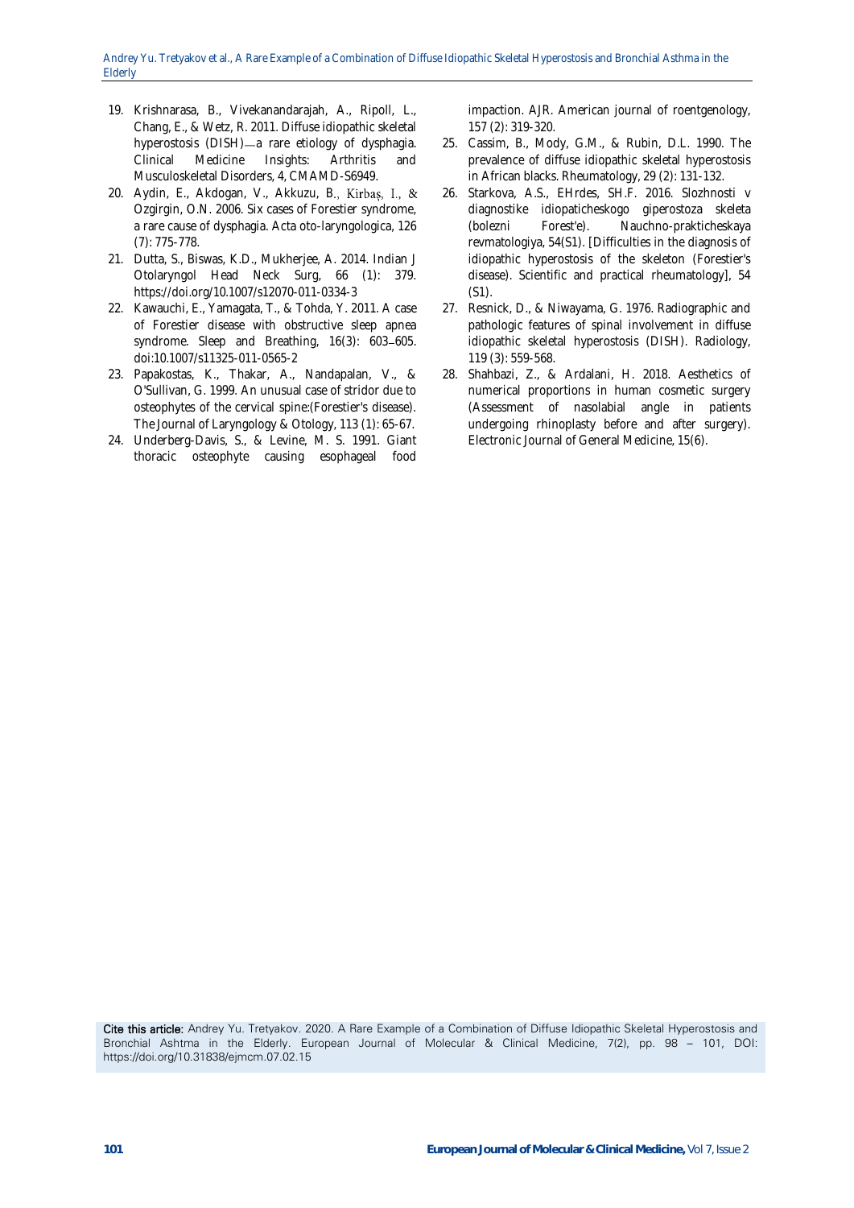19. Krishnarasa, B., Vivekanandarajah, A., Ripoll, L., Chang, E., & Wetz, R. 2011. Diffuse idiopathic skeletal hyperostosis (DISH)—a rare etiology of dysphagia. Clinical Medicine Insights: Arthritis and Musculoskeletal Disorders, 4, CMAMD-S6949.
20. Aydin, E., Akdogan, V., Akkuzu, B., Kirbaş, I., & Ozgirgin, O.N. 2006. Six cases of Forestier syndrome, a rare cause of dysphagia. Acta oto-laryngologica, 126 (7): 775-778.
21. Dutta, S., Biswas, K.D., Mukherjee, A. 2014. Indian J Otolaryngol Head Neck Surg, 66 (1): 379. https://doi.org/10.1007/s12070-011-0334-3
22. Kawauchi, E., Yamagata, T., & Tohda, Y. 2011. A case of Forestier disease with obstructive sleep apnea syndrome. Sleep and Breathing, 16(3): 603–605. doi:10.1007/s11325-011-0565-2
23. Papakostas, K., Thakar, A., Nandapalan, V., & O'Sullivan, G. 1999. An unusual case of stridor due to osteophytes of the cervical spine:(Forestier's disease). The Journal of Laryngology & Otology, 113 (1): 65-67.
24. Underberg-Davis, S., & Levine, M. S. 1991. Giant thoracic osteophyte causing esophageal food impaction. AJR. American journal of roentgenology, 157 (2): 319-320.
25. Cassim, B., Mody, G.M., & Rubin, D.L. 1990. The prevalence of diffuse idiopathic skeletal hyperostosis in African blacks. Rheumatology, 29 (2): 131-132.
26. Starkova, A.S., EHrdes, SH.F. 2016. Slozhnosti v diagnostike idiopaticheskogo giperostoza skeleta (bolezni Forest'e). Nauchno-prakticheskaya revmatologiya, 54(S1). [Difficulties in the diagnosis of idiopathic hyperostosis of the skeleton (Forestier's disease). Scientific and practical rheumatology], 54 (S1).
27. Resnick, D., & Niwayama, G. 1976. Radiographic and pathologic features of spinal involvement in diffuse idiopathic skeletal hyperostosis (DISH). Radiology, 119 (3): 559-568.
28. Shahbazi, Z., & Ardalani, H. 2018. Aesthetics of numerical proportions in human cosmetic surgery (Assessment of nasolabial angle in patients undergoing rhinoplasty before and after surgery). Electronic Journal of General Medicine, 15(6).

**Cite this article:** Andrey Yu. Tretyakov. 2020. A Rare Example of a Combination of Diffuse Idiopathic Skeletal Hyperostosis and Bronchial Ashtma in the Elderly. European Journal of Molecular & Clinical Medicine, 7(2), pp. 98 – 101, DOI: https://doi.org/10.31838/ejmcm.07.02.15